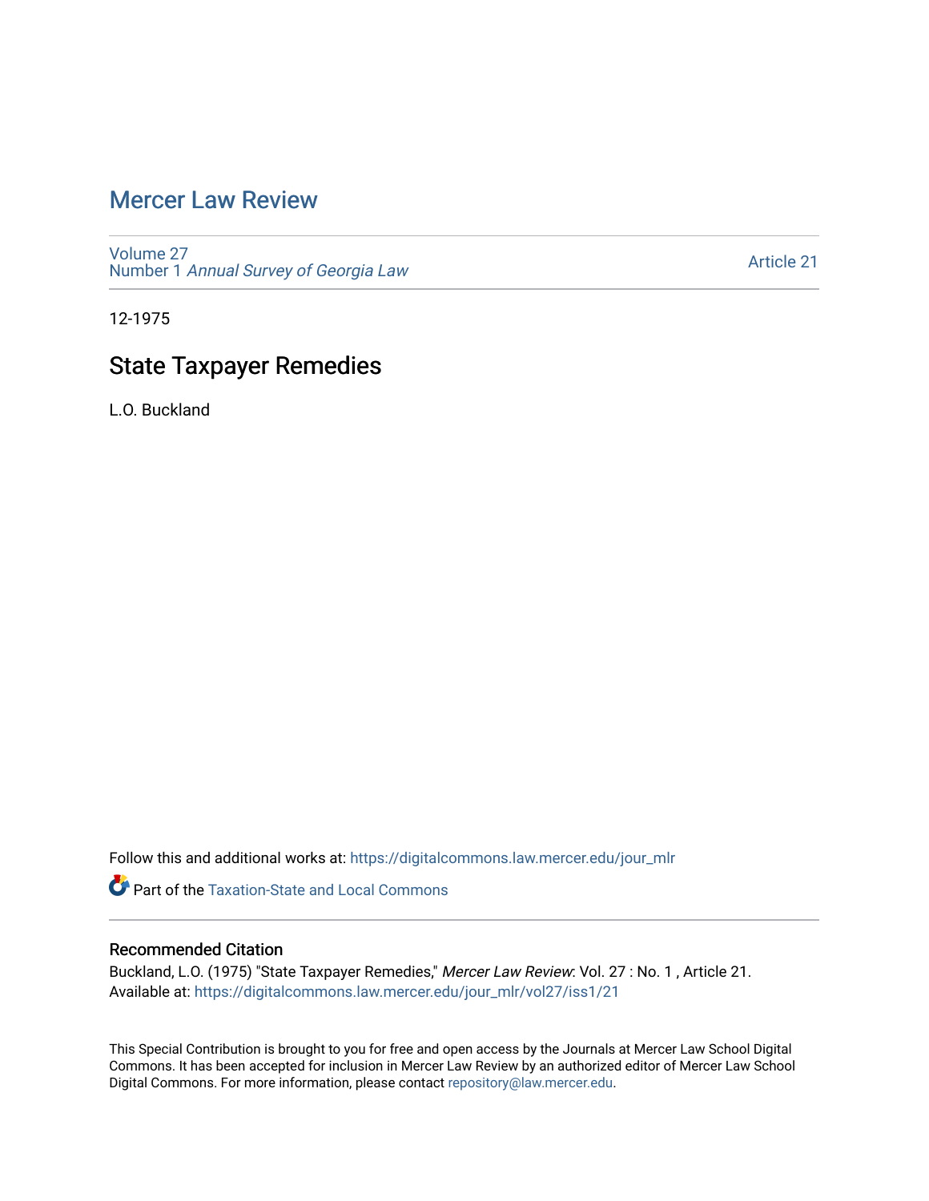# Mercer Law Review

Volume 27
Number 1 *Annual Survey of Georgia Law*

Article 21

12-1975

## State Taxpayer Remedies

L.O. Buckland

Follow this and additional works at: https://digitalcommons.law.mercer.edu/jour_mlr

Part of the Taxation-State and Local Commons

### Recommended Citation

Buckland, L.O. (1975) "State Taxpayer Remedies," *Mercer Law Review*: Vol. 27 : No. 1 , Article 21.
Available at: https://digitalcommons.law.mercer.edu/jour_mlr/vol27/iss1/21

This Special Contribution is brought to you for free and open access by the Journals at Mercer Law School Digital Commons. It has been accepted for inclusion in Mercer Law Review by an authorized editor of Mercer Law School Digital Commons. For more information, please contact repository@law.mercer.edu.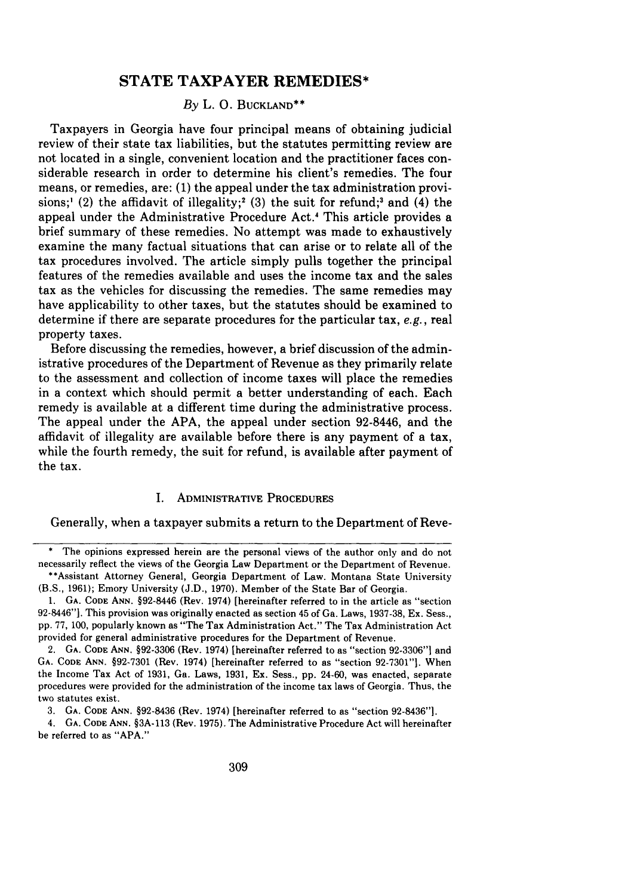# STATE TAXPAYER REMEDIES*

*By* L. O. Buckland**

Taxpayers in Georgia have four principal means of obtaining judicial review of their state tax liabilities, but the statutes permitting review are not located in a single, convenient location and the practitioner faces considerable research in order to determine his client's remedies. The four means, or remedies, are: (1) the appeal under the tax administration provisions;[1] (2) the affidavit of illegality;[2] (3) the suit for refund;[3] and (4) the appeal under the Administrative Procedure Act.[4] This article provides a brief summary of these remedies. No attempt was made to exhaustively examine the many factual situations that can arise or to relate all of the tax procedures involved. The article simply pulls together the principal features of the remedies available and uses the income tax and the sales tax as the vehicles for discussing the remedies. The same remedies may have applicability to other taxes, but the statutes should be examined to determine if there are separate procedures for the particular tax, *e.g.*, real property taxes.

Before discussing the remedies, however, a brief discussion of the administrative procedures of the Department of Revenue as they primarily relate to the assessment and collection of income taxes will place the remedies in a context which should permit a better understanding of each. Each remedy is available at a different time during the administrative process. The appeal under the APA, the appeal under section 92-8446, and the affidavit of illegality are available before there is any payment of a tax, while the fourth remedy, the suit for refund, is available after payment of the tax.

## I. Administrative Procedures

Generally, when a taxpayer submits a return to the Department of Reve-

---

\* The opinions expressed herein are the personal views of the author only and do not necessarily reflect the views of the Georgia Law Department or the Department of Revenue.

\*\*Assistant Attorney General, Georgia Department of Law. Montana State University (B.S., 1961); Emory University (J.D., 1970). Member of the State Bar of Georgia.

1. Ga. Code Ann. §92-8446 (Rev. 1974) [hereinafter referred to in the article as "section 92-8446"]. This provision was originally enacted as section 45 of Ga. Laws, 1937-38, Ex. Sess., pp. 77, 100, popularly known as "The Tax Administration Act." The Tax Administration Act provided for general administrative procedures for the Department of Revenue.

2. Ga. Code Ann. §92-3306 (Rev. 1974) [hereinafter referred to as "section 92-3306"] and Ga. Code Ann. §92-7301 (Rev. 1974) [hereinafter referred to as "section 92-7301"]. When the Income Tax Act of 1931, Ga. Laws, 1931, Ex. Sess., pp. 24-60, was enacted, separate procedures were provided for the administration of the income tax laws of Georgia. Thus, the two statutes exist.

3. Ga. Code Ann. §92-8436 (Rev. 1974) [hereinafter referred to as "section 92-8436"].

4. Ga. Code Ann. §3A-113 (Rev. 1975). The Administrative Procedure Act will hereinafter be referred to as "APA."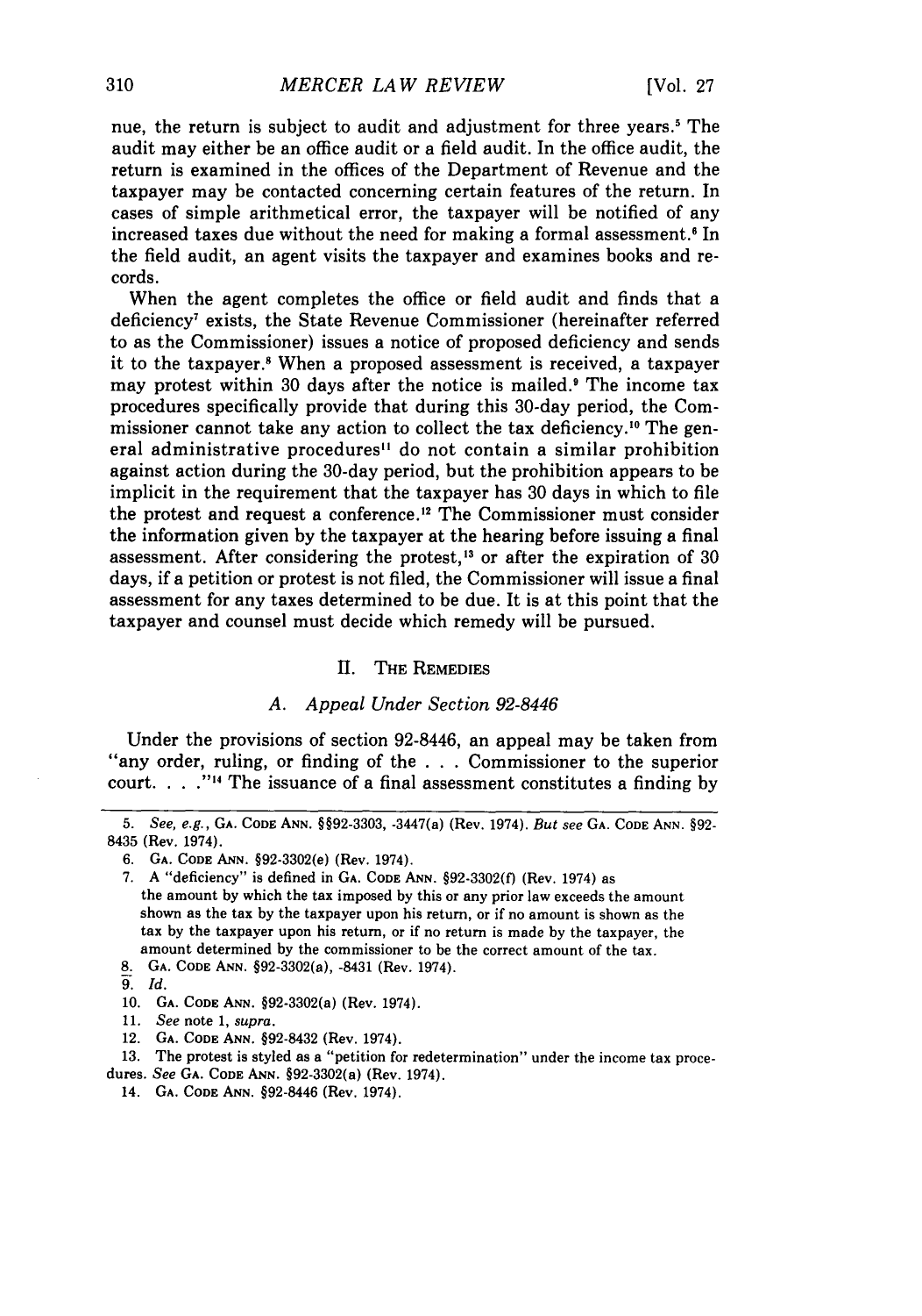nue, the return is subject to audit and adjustment for three years.[5] The audit may either be an office audit or a field audit. In the office audit, the return is examined in the offices of the Department of Revenue and the taxpayer may be contacted concerning certain features of the return. In cases of simple arithmetical error, the taxpayer will be notified of any increased taxes due without the need for making a formal assessment.[6] In the field audit, an agent visits the taxpayer and examines books and records.

When the agent completes the office or field audit and finds that a deficiency[7] exists, the State Revenue Commissioner (hereinafter referred to as the Commissioner) issues a notice of proposed deficiency and sends it to the taxpayer.[8] When a proposed assessment is received, a taxpayer may protest within 30 days after the notice is mailed.[9] The income tax procedures specifically provide that during this 30-day period, the Commissioner cannot take any action to collect the tax deficiency.[10] The general administrative procedures[11] do not contain a similar prohibition against action during the 30-day period, but the prohibition appears to be implicit in the requirement that the taxpayer has 30 days in which to file the protest and request a conference.[12] The Commissioner must consider the information given by the taxpayer at the hearing before issuing a final assessment. After considering the protest,[13] or after the expiration of 30 days, if a petition or protest is not filed, the Commissioner will issue a final assessment for any taxes determined to be due. It is at this point that the taxpayer and counsel must decide which remedy will be pursued.

## II. The Remedies

### *A. Appeal Under Section 92-8446*

Under the provisions of section 92-8446, an appeal may be taken from "any order, ruling, or finding of the . . . Commissioner to the superior court. . . ."[14] The issuance of a final assessment constitutes a finding by

---

5. *See, e.g.*, Ga. Code Ann. §§92-3303, -3447(a) (Rev. 1974). *But see* Ga. Code Ann. §92-8435 (Rev. 1974).

6. Ga. Code Ann. §92-3302(e) (Rev. 1974).

7. A "deficiency" is defined in Ga. Code Ann. §92-3302(f) (Rev. 1974) as the amount by which the tax imposed by this or any prior law exceeds the amount shown as the tax by the taxpayer upon his return, or if no amount is shown as the tax by the taxpayer upon his return, or if no return is made by the taxpayer, the amount determined by the commissioner to be the correct amount of the tax.

8. Ga. Code Ann. §92-3302(a), -8431 (Rev. 1974).

9. *Id.*

10. Ga. Code Ann. §92-3302(a) (Rev. 1974).

11. *See* note 1, *supra*.

12. Ga. Code Ann. §92-8432 (Rev. 1974).

13. The protest is styled as a "petition for redetermination" under the income tax procedures. *See* Ga. Code Ann. §92-3302(a) (Rev. 1974).

14. Ga. Code Ann. §92-8446 (Rev. 1974).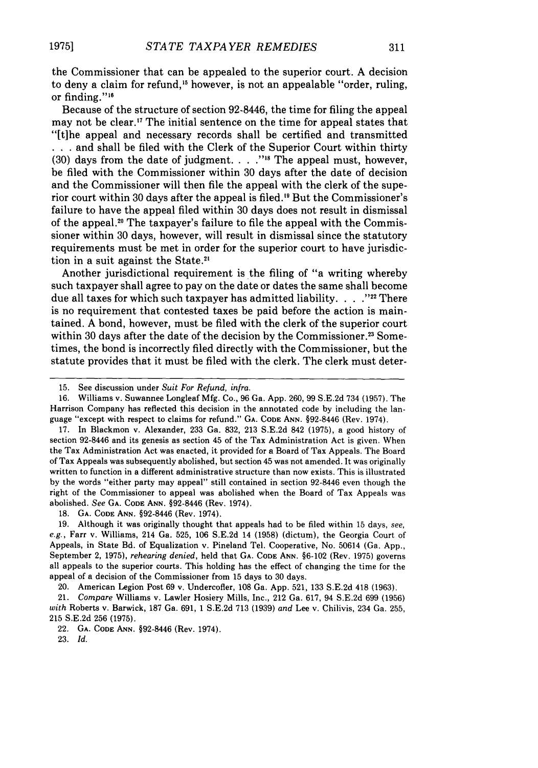the Commissioner that can be appealed to the superior court. A decision to deny a claim for refund,[15] however, is not an appealable "order, ruling, or finding."[16]

Because of the structure of section 92-8446, the time for filing the appeal may not be clear.[17] The initial sentence on the time for appeal states that "[t]he appeal and necessary records shall be certified and transmitted . . . and shall be filed with the Clerk of the Superior Court within thirty (30) days from the date of judgment. . . ."[18] The appeal must, however, be filed with the Commissioner within 30 days after the date of decision and the Commissioner will then file the appeal with the clerk of the superior court within 30 days after the appeal is filed.[19] But the Commissioner's failure to have the appeal filed within 30 days does not result in dismissal of the appeal.[20] The taxpayer's failure to file the appeal with the Commissioner within 30 days, however, will result in dismissal since the statutory requirements must be met in order for the superior court to have jurisdiction in a suit against the State.[21]

Another jurisdictional requirement is the filing of "a writing whereby such taxpayer shall agree to pay on the date or dates the same shall become due all taxes for which such taxpayer has admitted liability. . . ."[22] There is no requirement that contested taxes be paid before the action is maintained. A bond, however, must be filed with the clerk of the superior court within 30 days after the date of the decision by the Commissioner.[23] Sometimes, the bond is incorrectly filed directly with the Commissioner, but the statute provides that it must be filed with the clerk. The clerk must deter-

---

15. See discussion under *Suit For Refund, infra.*

16. Williams v. Suwannee Longleaf Mfg. Co., 96 Ga. App. 260, 99 S.E.2d 734 (1957). The Harrison Company has reflected this decision in the annotated code by including the language "except with respect to claims for refund." GA. CODE ANN. §92-8446 (Rev. 1974).

17. In Blackmon v. Alexander, 233 Ga. 832, 213 S.E.2d 842 (1975), a good history of section 92-8446 and its genesis as section 45 of the Tax Administration Act is given. When the Tax Administration Act was enacted, it provided for a Board of Tax Appeals. The Board of Tax Appeals was subsequently abolished, but section 45 was not amended. It was originally written to function in a different administrative structure than now exists. This is illustrated by the words "either party may appeal" still contained in section 92-8446 even though the right of the Commissioner to appeal was abolished when the Board of Tax Appeals was abolished. *See* GA. CODE ANN. §92-8446 (Rev. 1974).

18. GA. CODE ANN. §92-8446 (Rev. 1974).

19. Although it was originally thought that appeals had to be filed within 15 days, *see, e.g.,* Farr v. Williams, 214 Ga. 525, 106 S.E.2d 14 (1958) (dictum), the Georgia Court of Appeals, in State Bd. of Equalization v. Pineland Tel. Cooperative, No. 50614 (Ga. App., September 2, 1975), *rehearing denied,* held that GA. CODE ANN. §6-102 (Rev. 1975) governs all appeals to the superior courts. This holding has the effect of changing the time for the appeal of a decision of the Commissioner from 15 days to 30 days.

20. American Legion Post 69 v. Undercofler, 108 Ga. App. 521, 133 S.E.2d 418 (1963).

21. *Compare* Williams v. Lawler Hosiery Mills, Inc., 212 Ga. 617, 94 S.E.2d 699 (1956) *with* Roberts v. Barwick, 187 Ga. 691, 1 S.E.2d 713 (1939) *and* Lee v. Chilivis, 234 Ga. 255, 215 S.E.2d 256 (1975).

22. GA. CODE ANN. §92-8446 (Rev. 1974).

23. *Id.*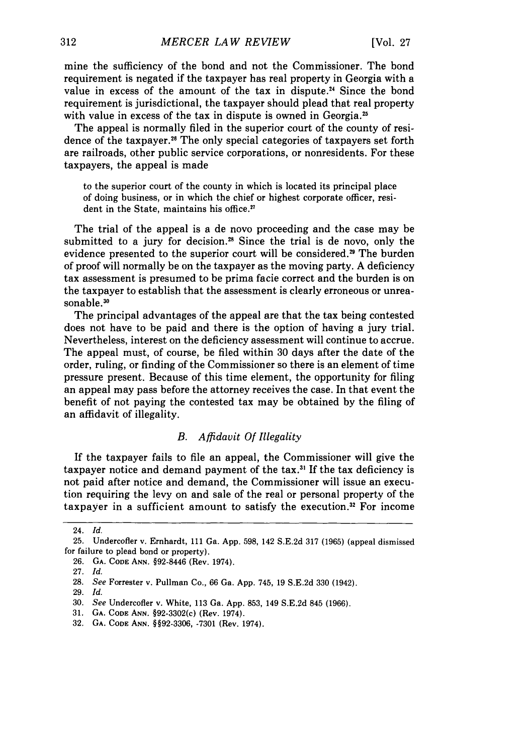mine the sufficiency of the bond and not the Commissioner. The bond requirement is negated if the taxpayer has real property in Georgia with a value in excess of the amount of the tax in dispute.[24] Since the bond requirement is jurisdictional, the taxpayer should plead that real property with value in excess of the tax in dispute is owned in Georgia.[25]

The appeal is normally filed in the superior court of the county of residence of the taxpayer.[26] The only special categories of taxpayers set forth are railroads, other public service corporations, or nonresidents. For these taxpayers, the appeal is made

> to the superior court of the county in which is located its principal place of doing business, or in which the chief or highest corporate officer, resident in the State, maintains his office.[27]

The trial of the appeal is a de novo proceeding and the case may be submitted to a jury for decision.[28] Since the trial is de novo, only the evidence presented to the superior court will be considered.[29] The burden of proof will normally be on the taxpayer as the moving party. A deficiency tax assessment is presumed to be prima facie correct and the burden is on the taxpayer to establish that the assessment is clearly erroneous or unreasonable.[30]

The principal advantages of the appeal are that the tax being contested does not have to be paid and there is the option of having a jury trial. Nevertheless, interest on the deficiency assessment will continue to accrue. The appeal must, of course, be filed within 30 days after the date of the order, ruling, or finding of the Commissioner so there is an element of time pressure present. Because of this time element, the opportunity for filing an appeal may pass before the attorney receives the case. In that event the benefit of not paying the contested tax may be obtained by the filing of an affidavit of illegality.

### *B. Affidavit Of Illegality*

If the taxpayer fails to file an appeal, the Commissioner will give the taxpayer notice and demand payment of the tax.[31] If the tax deficiency is not paid after notice and demand, the Commissioner will issue an execution requiring the levy on and sale of the real or personal property of the taxpayer in a sufficient amount to satisfy the execution.[32] For income

---

24. *Id.*

25. Undercofler v. Ernhardt, 111 Ga. App. 598, 142 S.E.2d 317 (1965) (appeal dismissed for failure to plead bond or property).

26. GA. CODE ANN. §92-8446 (Rev. 1974).

27. *Id.*

28. *See* Forrester v. Pullman Co., 66 Ga. App. 745, 19 S.E.2d 330 (1942).

29. *Id.*

30. *See* Undercofler v. White, 113 Ga. App. 853, 149 S.E.2d 845 (1966).

31. GA. CODE ANN. §92-3302(c) (Rev. 1974).

32. GA. CODE ANN. §§92-3306, -7301 (Rev. 1974).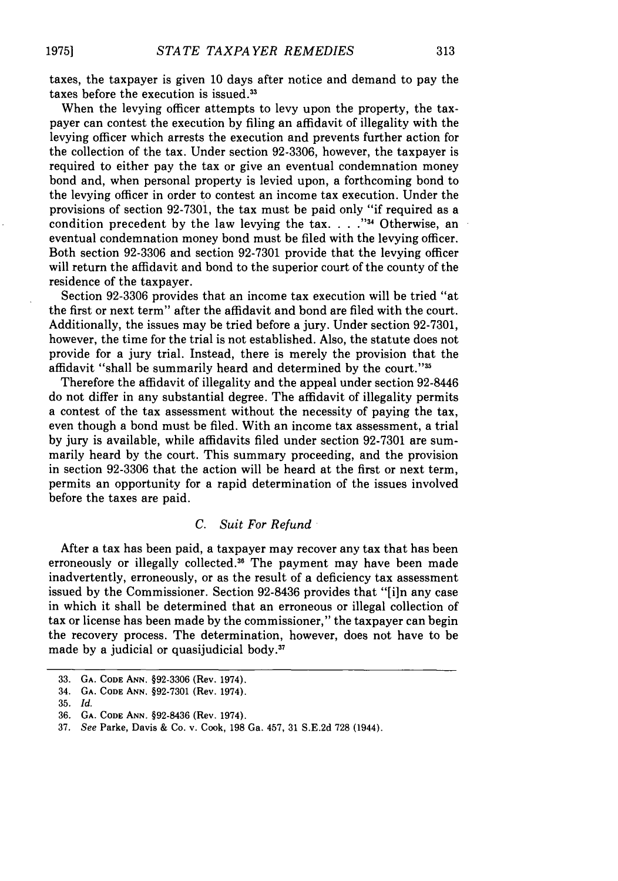taxes, the taxpayer is given 10 days after notice and demand to pay the taxes before the execution is issued.[33]

When the levying officer attempts to levy upon the property, the taxpayer can contest the execution by filing an affidavit of illegality with the levying officer which arrests the execution and prevents further action for the collection of the tax. Under section 92-3306, however, the taxpayer is required to either pay the tax or give an eventual condemnation money bond and, when personal property is levied upon, a forthcoming bond to the levying officer in order to contest an income tax execution. Under the provisions of section 92-7301, the tax must be paid only "if required as a condition precedent by the law levying the tax. . . ."[34] Otherwise, an eventual condemnation money bond must be filed with the levying officer. Both section 92-3306 and section 92-7301 provide that the levying officer will return the affidavit and bond to the superior court of the county of the residence of the taxpayer.

Section 92-3306 provides that an income tax execution will be tried "at the first or next term" after the affidavit and bond are filed with the court. Additionally, the issues may be tried before a jury. Under section 92-7301, however, the time for the trial is not established. Also, the statute does not provide for a jury trial. Instead, there is merely the provision that the affidavit "shall be summarily heard and determined by the court."[35]

Therefore the affidavit of illegality and the appeal under section 92-8446 do not differ in any substantial degree. The affidavit of illegality permits a contest of the tax assessment without the necessity of paying the tax, even though a bond must be filed. With an income tax assessment, a trial by jury is available, while affidavits filed under section 92-7301 are summarily heard by the court. This summary proceeding, and the provision in section 92-3306 that the action will be heard at the first or next term, permits an opportunity for a rapid determination of the issues involved before the taxes are paid.

### *C. Suit For Refund*

After a tax has been paid, a taxpayer may recover any tax that has been erroneously or illegally collected.[36] The payment may have been made inadvertently, erroneously, or as the result of a deficiency tax assessment issued by the Commissioner. Section 92-8436 provides that "[i]n any case in which it shall be determined that an erroneous or illegal collection of tax or license has been made by the commissioner," the taxpayer can begin the recovery process. The determination, however, does not have to be made by a judicial or quasijudicial body.[37]

---

33. GA. CODE ANN. §92-3306 (Rev. 1974).
34. GA. CODE ANN. §92-7301 (Rev. 1974).
35. *Id.*
36. GA. CODE ANN. §92-8436 (Rev. 1974).
37. *See* Parke, Davis & Co. v. Cook, 198 Ga. 457, 31 S.E.2d 728 (1944).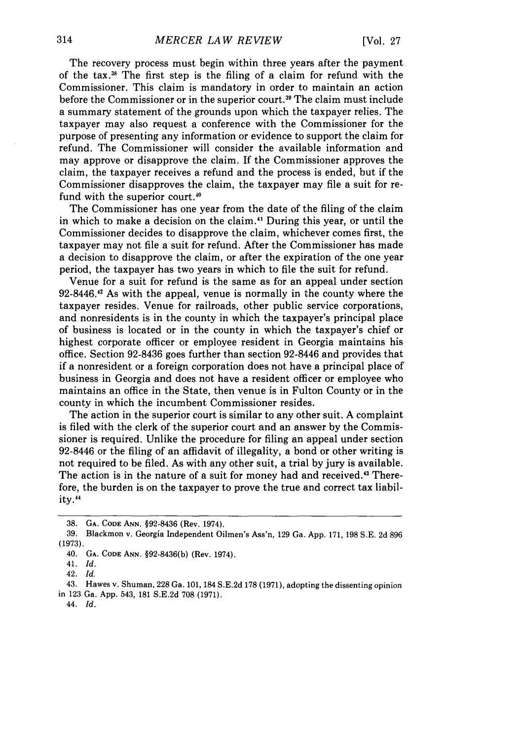The recovery process must begin within three years after the payment of the tax.[38] The first step is the filing of a claim for refund with the Commissioner. This claim is mandatory in order to maintain an action before the Commissioner or in the superior court.[39] The claim must include a summary statement of the grounds upon which the taxpayer relies. The taxpayer may also request a conference with the Commissioner for the purpose of presenting any information or evidence to support the claim for refund. The Commissioner will consider the available information and may approve or disapprove the claim. If the Commissioner approves the claim, the taxpayer receives a refund and the process is ended, but if the Commissioner disapproves the claim, the taxpayer may file a suit for refund with the superior court.[40]

The Commissioner has one year from the date of the filing of the claim in which to make a decision on the claim.[41] During this year, or until the Commissioner decides to disapprove the claim, whichever comes first, the taxpayer may not file a suit for refund. After the Commissioner has made a decision to disapprove the claim, or after the expiration of the one year period, the taxpayer has two years in which to file the suit for refund.

Venue for a suit for refund is the same as for an appeal under section 92-8446.[42] As with the appeal, venue is normally in the county where the taxpayer resides. Venue for railroads, other public service corporations, and nonresidents is in the county in which the taxpayer's principal place of business is located or in the county in which the taxpayer's chief or highest corporate officer or employee resident in Georgia maintains his office. Section 92-8436 goes further than section 92-8446 and provides that if a nonresident or a foreign corporation does not have a principal place of business in Georgia and does not have a resident officer or employee who maintains an office in the State, then venue is in Fulton County or in the county in which the incumbent Commissioner resides.

The action in the superior court is similar to any other suit. A complaint is filed with the clerk of the superior court and an answer by the Commissioner is required. Unlike the procedure for filing an appeal under section 92-8446 or the filing of an affidavit of illegality, a bond or other writing is not required to be filed. As with any other suit, a trial by jury is available. The action is in the nature of a suit for money had and received.[43] Therefore, the burden is on the taxpayer to prove the true and correct tax liability.[44]

---

38. GA. CODE ANN. §92-8436 (Rev. 1974).

39. Blackmon v. Georgia Independent Oilmen's Ass'n, 129 Ga. App. 171, 198 S.E. 2d 896 (1973).

40. GA. CODE ANN. §92-8436(b) (Rev. 1974).

41. *Id.*

42. *Id.*

43. Hawes v. Shuman, 228 Ga. 101, 184 S.E.2d 178 (1971), adopting the dissenting opinion in 123 Ga. App. 543, 181 S.E.2d 708 (1971).

44. *Id.*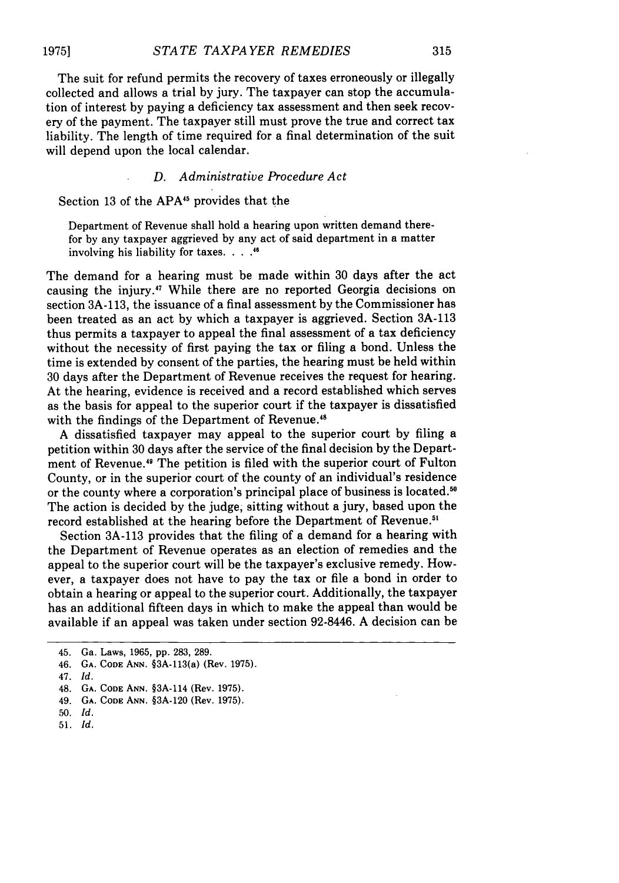The suit for refund permits the recovery of taxes erroneously or illegally collected and allows a trial by jury. The taxpayer can stop the accumulation of interest by paying a deficiency tax assessment and then seek recovery of the payment. The taxpayer still must prove the true and correct tax liability. The length of time required for a final determination of the suit will depend upon the local calendar.

### *D. Administrative Procedure Act*

Section 13 of the APA[45] provides that the

> Department of Revenue shall hold a hearing upon written demand therefor by any taxpayer aggrieved by any act of said department in a matter involving his liability for taxes. . . .[46]

The demand for a hearing must be made within 30 days after the act causing the injury.[47] While there are no reported Georgia decisions on section 3A-113, the issuance of a final assessment by the Commissioner has been treated as an act by which a taxpayer is aggrieved. Section 3A-113 thus permits a taxpayer to appeal the final assessment of a tax deficiency without the necessity of first paying the tax or filing a bond. Unless the time is extended by consent of the parties, the hearing must be held within 30 days after the Department of Revenue receives the request for hearing. At the hearing, evidence is received and a record established which serves as the basis for appeal to the superior court if the taxpayer is dissatisfied with the findings of the Department of Revenue.[48]

A dissatisfied taxpayer may appeal to the superior court by filing a petition within 30 days after the service of the final decision by the Department of Revenue.[49] The petition is filed with the superior court of Fulton County, or in the superior court of the county of an individual's residence or the county where a corporation's principal place of business is located.[50] The action is decided by the judge, sitting without a jury, based upon the record established at the hearing before the Department of Revenue.[51]

Section 3A-113 provides that the filing of a demand for a hearing with the Department of Revenue operates as an election of remedies and the appeal to the superior court will be the taxpayer's exclusive remedy. However, a taxpayer does not have to pay the tax or file a bond in order to obtain a hearing or appeal to the superior court. Additionally, the taxpayer has an additional fifteen days in which to make the appeal than would be available if an appeal was taken under section 92-8446. A decision can be

---

45. Ga. Laws, 1965, pp. 283, 289.

46. GA. CODE ANN. §3A-113(a) (Rev. 1975).

47. *Id.*

48. GA. CODE ANN. §3A-114 (Rev. 1975).

49. GA. CODE ANN. §3A-120 (Rev. 1975).

50. *Id.*

51. *Id.*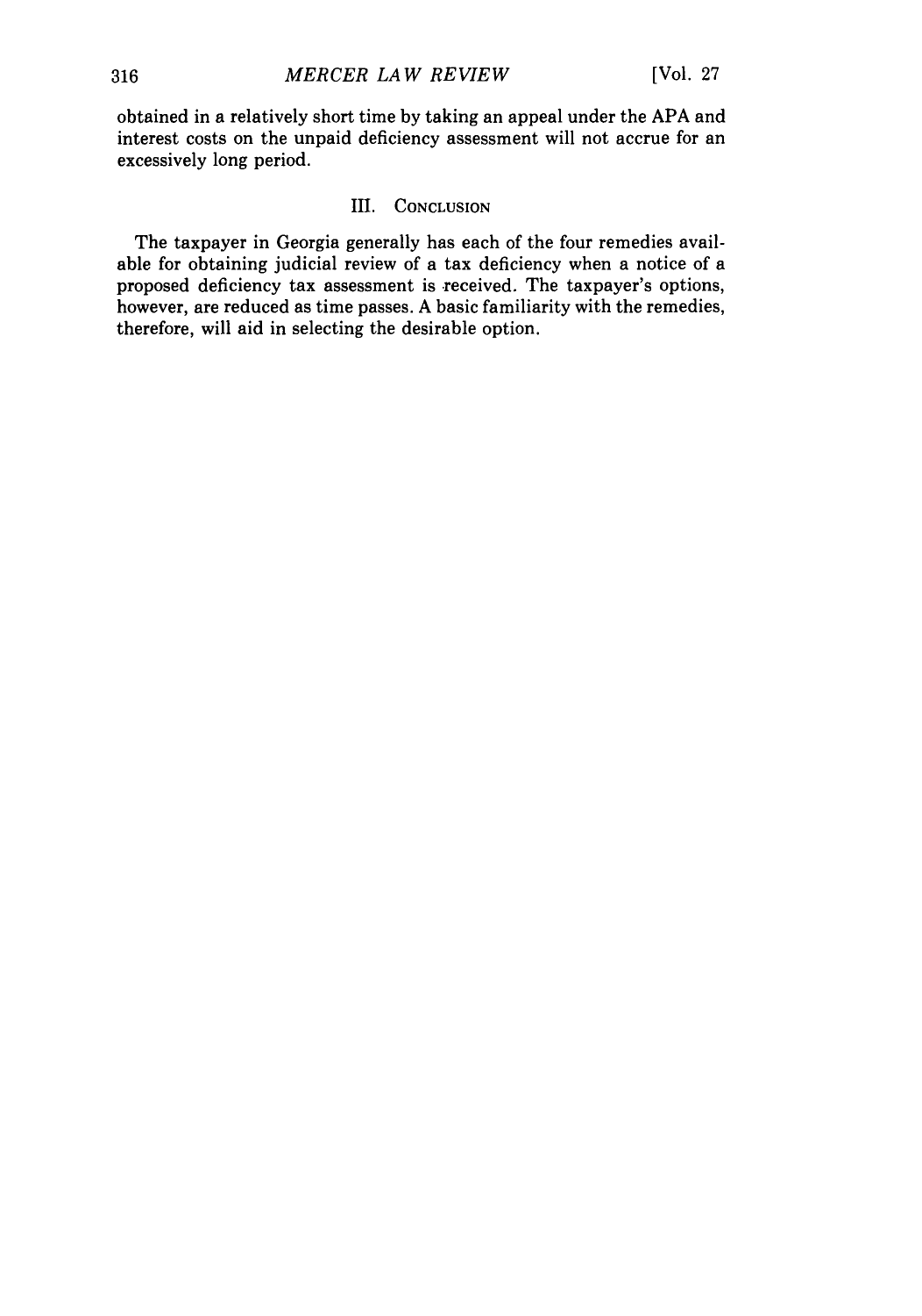obtained in a relatively short time by taking an appeal under the APA and interest costs on the unpaid deficiency assessment will not accrue for an excessively long period.

## III. Conclusion

The taxpayer in Georgia generally has each of the four remedies available for obtaining judicial review of a tax deficiency when a notice of a proposed deficiency tax assessment is received. The taxpayer's options, however, are reduced as time passes. A basic familiarity with the remedies, therefore, will aid in selecting the desirable option.